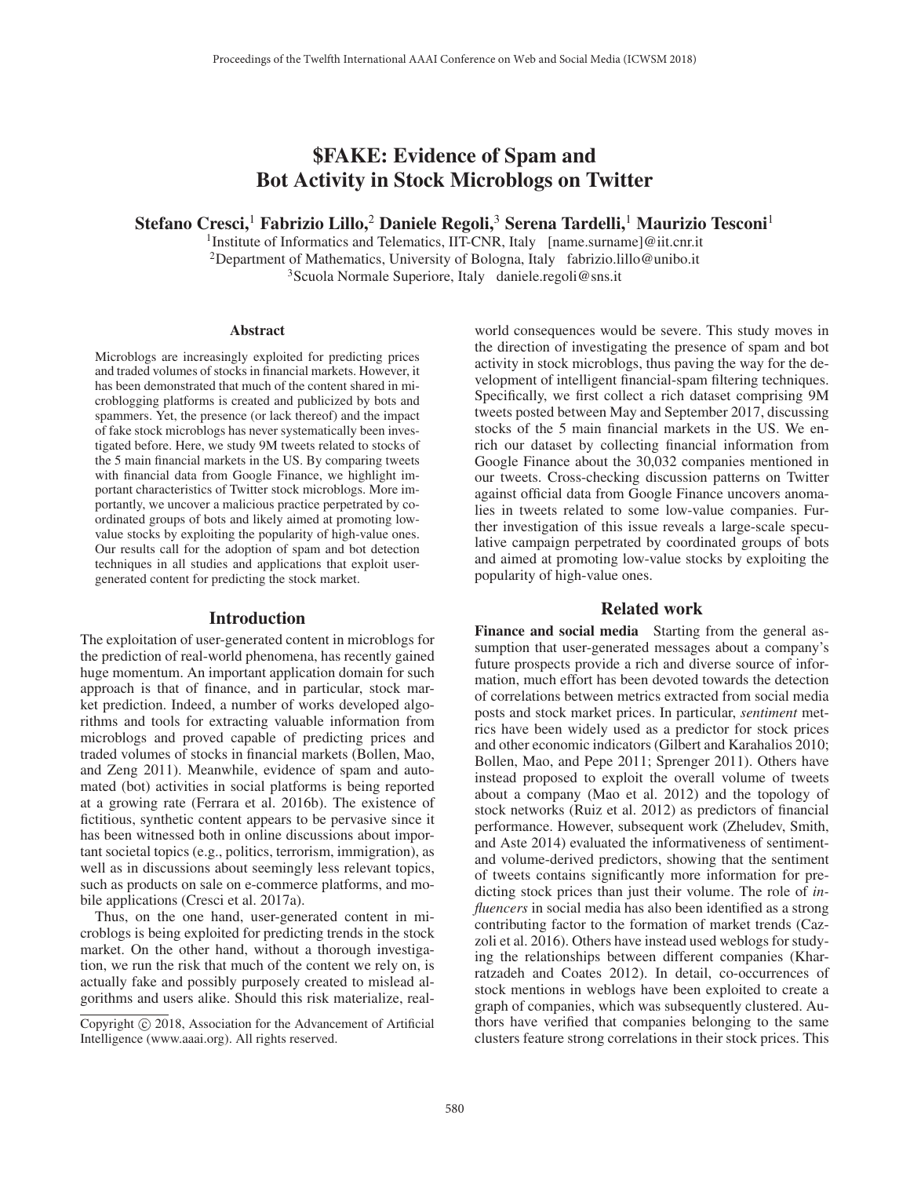# $FAKE: Evidence of Spam and Bot Activity in Stock Microblogs on Twitter

**Stefano Cresci,[1] Fabrizio Lillo,[2] Daniele Regoli,[3] Serena Tardelli,[1] Maurizio Tesconi[1]**

[1]Institute of Informatics and Telematics, IIT-CNR, Italy [name.surname]@iit.cnr.it
[2]Department of Mathematics, University of Bologna, Italy fabrizio.lillo@unibo.it
[3]Scuola Normale Superiore, Italy daniele.regoli@sns.it

## Abstract

Microblogs are increasingly exploited for predicting prices and traded volumes of stocks in financial markets. However, it has been demonstrated that much of the content shared in microblogging platforms is created and publicized by bots and spammers. Yet, the presence (or lack thereof) and the impact of fake stock microblogs has never systematically been investigated before. Here, we study 9M tweets related to stocks of the 5 main financial markets in the US. By comparing tweets with financial data from Google Finance, we highlight important characteristics of Twitter stock microblogs. More importantly, we uncover a malicious practice perpetrated by coordinated groups of bots and likely aimed at promoting low-value stocks by exploiting the popularity of high-value ones. Our results call for the adoption of spam and bot detection techniques in all studies and applications that exploit user-generated content for predicting the stock market.

## Introduction

The exploitation of user-generated content in microblogs for the prediction of real-world phenomena, has recently gained huge momentum. An important application domain for such approach is that of finance, and in particular, stock market prediction. Indeed, a number of works developed algorithms and tools for extracting valuable information from microblogs and proved capable of predicting prices and traded volumes of stocks in financial markets (Bollen, Mao, and Zeng 2011). Meanwhile, evidence of spam and automated (bot) activities in social platforms is being reported at a growing rate (Ferrara et al. 2016b). The existence of fictitious, synthetic content appears to be pervasive since it has been witnessed both in online discussions about important societal topics (e.g., politics, terrorism, immigration), as well as in discussions about seemingly less relevant topics, such as products on sale on e-commerce platforms, and mobile applications (Cresci et al. 2017a).

Thus, on the one hand, user-generated content in microblogs is being exploited for predicting trends in the stock market. On the other hand, without a thorough investigation, we run the risk that much of the content we rely on, is actually fake and possibly purposely created to mislead algorithms and users alike. Should this risk materialize, real-world consequences would be severe. This study moves in the direction of investigating the presence of spam and bot activity in stock microblogs, thus paving the way for the development of intelligent financial-spam filtering techniques. Specifically, we first collect a rich dataset comprising 9M tweets posted between May and September 2017, discussing stocks of the 5 main financial markets in the US. We enrich our dataset by collecting financial information from Google Finance about the 30,032 companies mentioned in our tweets. Cross-checking discussion patterns on Twitter against official data from Google Finance uncovers anomalies in tweets related to some low-value companies. Further investigation of this issue reveals a large-scale speculative campaign perpetrated by coordinated groups of bots and aimed at promoting low-value stocks by exploiting the popularity of high-value ones.

Copyright © 2018, Association for the Advancement of Artificial Intelligence (www.aaai.org). All rights reserved.

## Related work

**Finance and social media** Starting from the general assumption that user-generated messages about a company's future prospects provide a rich and diverse source of information, much effort has been devoted towards the detection of correlations between metrics extracted from social media posts and stock market prices. In particular, *sentiment* metrics have been widely used as a predictor for stock prices and other economic indicators (Gilbert and Karahalios 2010; Bollen, Mao, and Pepe 2011; Sprenger 2011). Others have instead proposed to exploit the overall volume of tweets about a company (Mao et al. 2012) and the topology of stock networks (Ruiz et al. 2012) as predictors of financial performance. However, subsequent work (Zheludev, Smith, and Aste 2014) evaluated the informativeness of sentiment- and volume-derived predictors, showing that the sentiment of tweets contains significantly more information for predicting stock prices than just their volume. The role of *influencers* in social media has also been identified as a strong contributing factor to the formation of market trends (Cazzoli et al. 2016). Others have instead used weblogs for studying the relationships between different companies (Kharratzadeh and Coates 2012). In detail, co-occurrences of stock mentions in weblogs have been exploited to create a graph of companies, which was subsequently clustered. Authors have verified that companies belonging to the same clusters feature strong correlations in their stock prices. This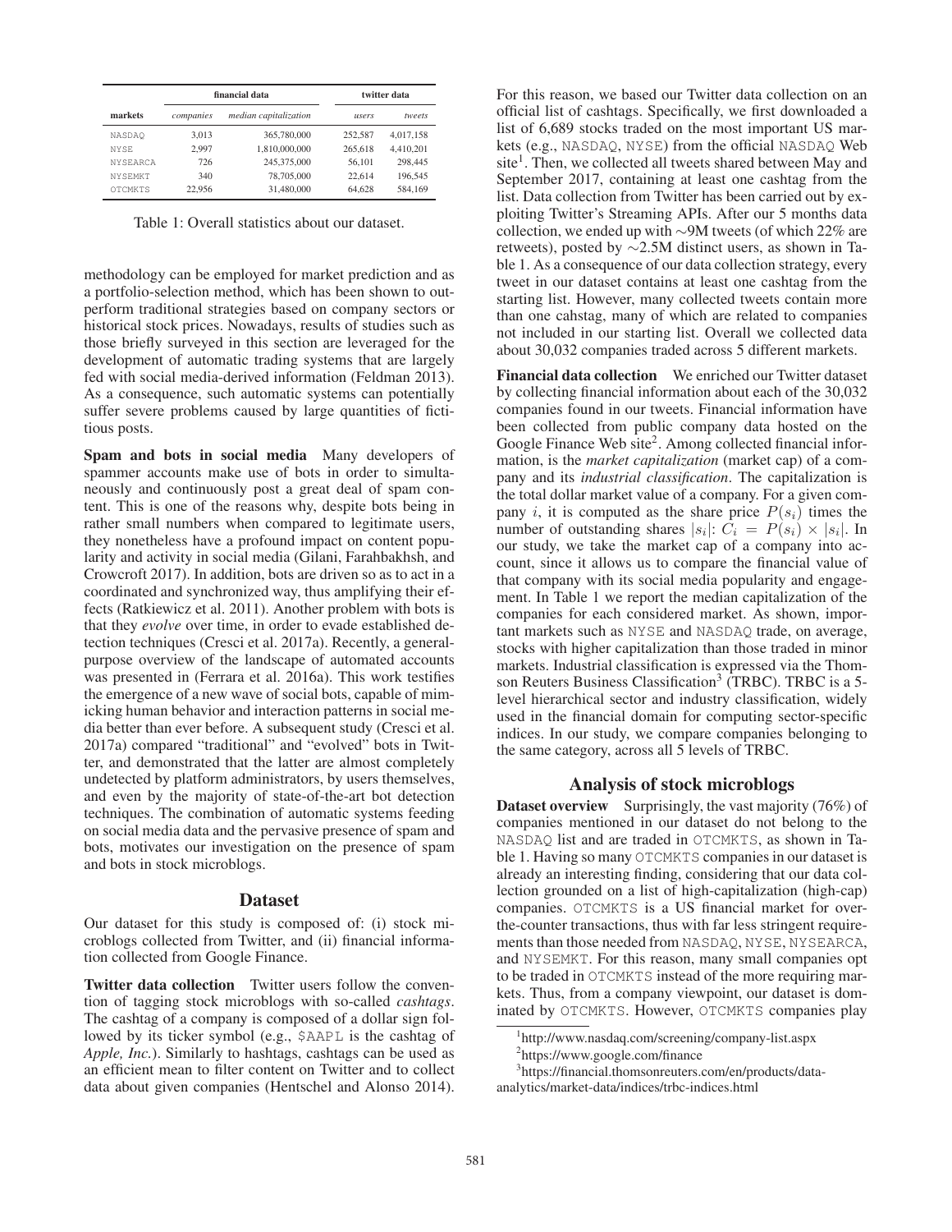| | financial data | | twitter data | |
|---|---|---|---|---|
| markets | *companies* | *median capitalization* | *users* | *tweets* |
| NASDAQ | 3,013 | 365,780,000 | 252,587 | 4,017,158 |
| NYSE | 2,997 | 1,810,000,000 | 265,618 | 4,410,201 |
| NYSEARCA | 726 | 245,375,000 | 56,101 | 298,445 |
| NYSEMKT | 340 | 78,705,000 | 22,614 | 196,545 |
| OTCMKTS | 22,956 | 31,480,000 | 64,628 | 584,169 |

Table 1: Overall statistics about our dataset.

methodology can be employed for market prediction and as a portfolio-selection method, which has been shown to outperform traditional strategies based on company sectors or historical stock prices. Nowadays, results of studies such as those briefly surveyed in this section are leveraged for the development of automatic trading systems that are largely fed with social media-derived information (Feldman 2013). As a consequence, such automatic systems can potentially suffer severe problems caused by large quantities of fictitious posts.

**Spam and bots in social media** Many developers of spammer accounts make use of bots in order to simultaneously and continuously post a great deal of spam content. This is one of the reasons why, despite bots being in rather small numbers when compared to legitimate users, they nonetheless have a profound impact on content popularity and activity in social media (Gilani, Farahbakhsh, and Crowcroft 2017). In addition, bots are driven so as to act in a coordinated and synchronized way, thus amplifying their effects (Ratkiewicz et al. 2011). Another problem with bots is that they *evolve* over time, in order to evade established detection techniques (Cresci et al. 2017a). Recently, a general-purpose overview of the landscape of automated accounts was presented in (Ferrara et al. 2016a). This work testifies the emergence of a new wave of social bots, capable of mimicking human behavior and interaction patterns in social media better than ever before. A subsequent study (Cresci et al. 2017a) compared "traditional" and "evolved" bots in Twitter, and demonstrated that the latter are almost completely undetected by platform administrators, by users themselves, and even by the majority of state-of-the-art bot detection techniques. The combination of automatic systems feeding on social media data and the pervasive presence of spam and bots, motivates our investigation on the presence of spam and bots in stock microblogs.

## Dataset

Our dataset for this study is composed of: (i) stock microblogs collected from Twitter, and (ii) financial information collected from Google Finance.

**Twitter data collection** Twitter users follow the convention of tagging stock microblogs with so-called *cashtags*. The cashtag of a company is composed of a dollar sign followed by its ticker symbol (e.g., $AAPL is the cashtag of *Apple, Inc.*). Similarly to hashtags, cashtags can be used as an efficient mean to filter content on Twitter and to collect data about given companies (Hentschel and Alonso 2014). For this reason, we based our Twitter data collection on an official list of cashtags. Specifically, we first downloaded a list of 6,689 stocks traded on the most important US markets (e.g., NASDAQ, NYSE) from the official NASDAQ Web site[1]. Then, we collected all tweets shared between May and September 2017, containing at least one cashtag from the list. Data collection from Twitter has been carried out by exploiting Twitter's Streaming APIs. After our 5 months data collection, we ended up with ∼9M tweets (of which 22% are retweets), posted by ∼2.5M distinct users, as shown in Table 1. As a consequence of our data collection strategy, every tweet in our dataset contains at least one cashtag from the starting list. However, many collected tweets contain more than one cahstag, many of which are related to companies not included in our starting list. Overall we collected data about 30,032 companies traded across 5 different markets.

**Financial data collection** We enriched our Twitter dataset by collecting financial information about each of the 30,032 companies found in our tweets. Financial information have been collected from public company data hosted on the Google Finance Web site[2]. Among collected financial information, is the *market capitalization* (market cap) of a company and its *industrial classification*. The capitalization is the total dollar market value of a company. For a given company $i$, it is computed as the share price $P(s_i)$ times the number of outstanding shares $|s_i|$: $C_i = P(s_i) \times |s_i|$. In our study, we take the market cap of a company into account, since it allows us to compare the financial value of that company with its social media popularity and engagement. In Table 1 we report the median capitalization of the companies for each considered market. As shown, important markets such as NYSE and NASDAQ trade, on average, stocks with higher capitalization than those traded in minor markets. Industrial classification is expressed via the Thomson Reuters Business Classification[3] (TRBC). TRBC is a 5-level hierarchical sector and industry classification, widely used in the financial domain for computing sector-specific indices. In our study, we compare companies belonging to the same category, across all 5 levels of TRBC.

## Analysis of stock microblogs

**Dataset overview** Surprisingly, the vast majority (76%) of companies mentioned in our dataset do not belong to the NASDAQ list and are traded in OTCMKTS, as shown in Table 1. Having so many OTCMKTS companies in our dataset is already an interesting finding, considering that our data collection grounded on a list of high-capitalization (high-cap) companies. OTCMKTS is a US financial market for over-the-counter transactions, thus with far less stringent requirements than those needed from NASDAQ, NYSE, NYSEARCA, and NYSEMKT. For this reason, many small companies opt to be traded in OTCMKTS instead of the more requiring markets. Thus, from a company viewpoint, our dataset is dominated by OTCMKTS. However, OTCMKTS companies play

[1] http://www.nasdaq.com/screening/company-list.aspx

[2] https://www.google.com/finance

[3] https://financial.thomsonreuters.com/en/products/data-analytics/market-data/indices/trbc-indices.html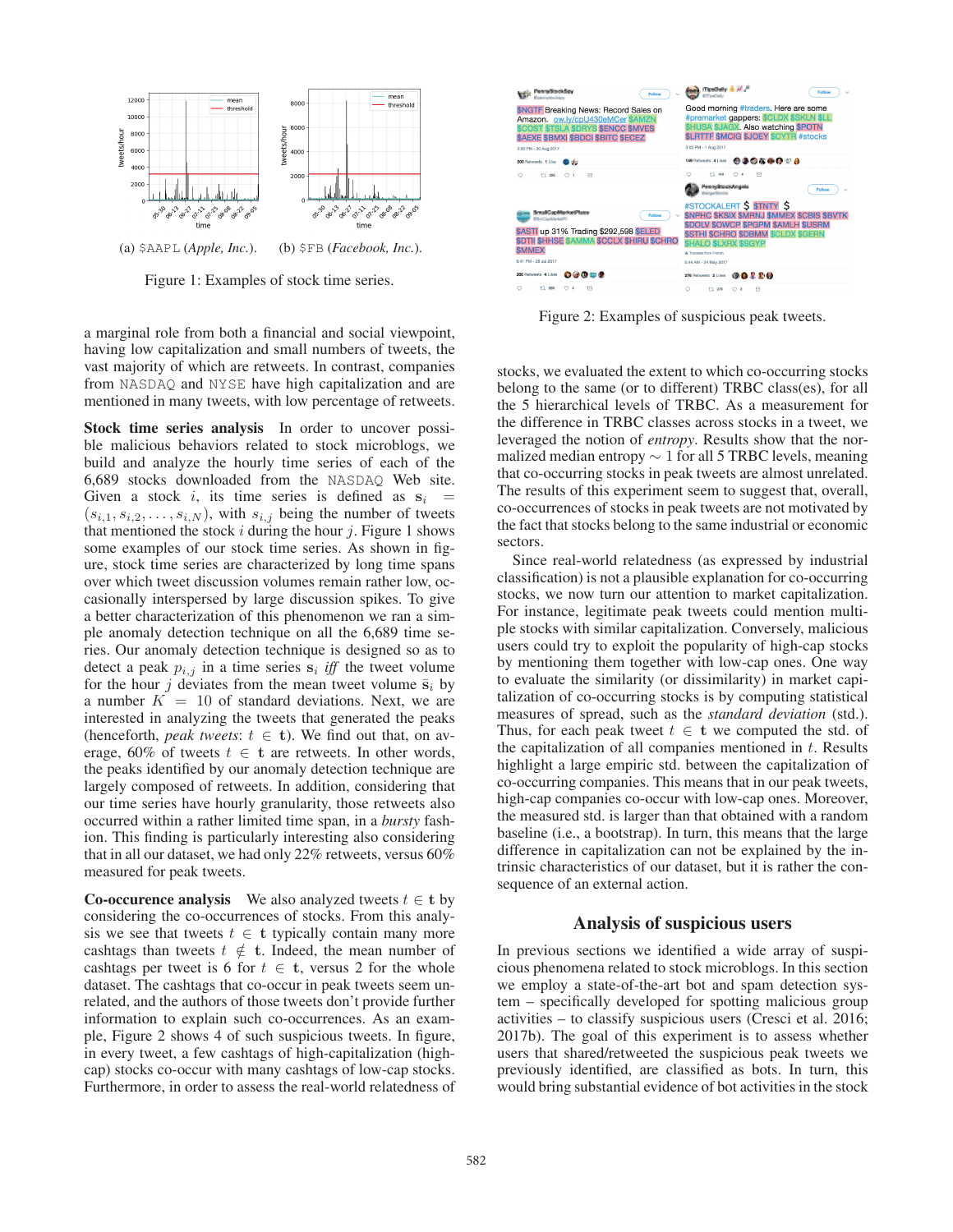(a) $AAPL (*Apple, Inc.*). (b) $FB (*Facebook, Inc.*).

Figure 1: Examples of stock time series.

Figure 2: Examples of suspicious peak tweets.

a marginal role from both a financial and social viewpoint, having low capitalization and small numbers of tweets, the vast majority of which are retweets. In contrast, companies from NASDAQ and NYSE have high capitalization and are mentioned in many tweets, with low percentage of retweets.

**Stock time series analysis** In order to uncover possible malicious behaviors related to stock microblogs, we build and analyze the hourly time series of each of the 6,689 stocks downloaded from the NASDAQ Web site. Given a stock $i$, its time series is defined as $\mathbf{s}_i = (s_{i,1}, s_{i,2}, \ldots, s_{i,N})$, with $s_{i,j}$ being the number of tweets that mentioned the stock $i$ during the hour $j$. Figure 1 shows some examples of our stock time series. As shown in figure, stock time series are characterized by long time spans over which tweet discussion volumes remain rather low, occasionally interspersed by large discussion spikes. To give a better characterization of this phenomenon we ran a simple anomaly detection technique on all the 6,689 time series. Our anomaly detection technique is designed so as to detect a peak $p_{i,j}$ in a time series $\mathbf{s}_i$ *iff* the tweet volume for the hour $j$ deviates from the mean tweet volume $\bar{\mathbf{s}}_i$ by a number $K = 10$ of standard deviations. Next, we are interested in analyzing the tweets that generated the peaks (henceforth, *peak tweets*: $t \in \mathbf{t}$). We find out that, on average, 60% of tweets $t \in \mathbf{t}$ are retweets. In other words, the peaks identified by our anomaly detection technique are largely composed of retweets. In addition, considering that our time series have hourly granularity, those retweets also occurred within a rather limited time span, in a *bursty* fashion. This finding is particularly interesting also considering that in all our dataset, we had only 22% retweets, versus 60% measured for peak tweets.

**Co-occurence analysis** We also analyzed tweets $t \in \mathbf{t}$ by considering the co-occurrences of stocks. From this analysis we see that tweets $t \in \mathbf{t}$ typically contain many more cashtags than tweets $t \notin \mathbf{t}$. Indeed, the mean number of cashtags per tweet is 6 for $t \in \mathbf{t}$, versus 2 for the whole dataset. The cashtags that co-occur in peak tweets seem unrelated, and the authors of those tweets don't provide further information to explain such co-occurrences. As an example, Figure 2 shows 4 of such suspicious tweets. In figure, in every tweet, a few cashtags of high-capitalization (high-cap) stocks co-occur with many cashtags of low-cap stocks. Furthermore, in order to assess the real-world relatedness of stocks, we evaluated the extent to which co-occurring stocks belong to the same (or to different) TRBC class(es), for all the 5 hierarchical levels of TRBC. As a measurement for the difference in TRBC classes across stocks in a tweet, we leveraged the notion of *entropy*. Results show that the normalized median entropy $\sim 1$ for all 5 TRBC levels, meaning that co-occurring stocks in peak tweets are almost unrelated. The results of this experiment seem to suggest that, overall, co-occurrences of stocks in peak tweets are not motivated by the fact that stocks belong to the same industrial or economic sectors.

Since real-world relatedness (as expressed by industrial classification) is not a plausible explanation for co-occurring stocks, we now turn our attention to market capitalization. For instance, legitimate peak tweets could mention multiple stocks with similar capitalization. Conversely, malicious users could try to exploit the popularity of high-cap stocks by mentioning them together with low-cap ones. One way to evaluate the similarity (or dissimilarity) in market capitalization of co-occurring stocks is by computing statistical measures of spread, such as the *standard deviation* (std.). Thus, for each peak tweet $t \in \mathbf{t}$ we computed the std. of the capitalization of all companies mentioned in $t$. Results highlight a large empiric std. between the capitalization of co-occurring companies. This means that in our peak tweets, high-cap companies co-occur with low-cap ones. Moreover, the measured std. is larger than that obtained with a random baseline (i.e., a bootstrap). In turn, this means that the large difference in capitalization can not be explained by the intrinsic characteristics of our dataset, but it is rather the consequence of an external action.

## Analysis of suspicious users

In previous sections we identified a wide array of suspicious phenomena related to stock microblogs. In this section we employ a state-of-the-art bot and spam detection system – specifically developed for spotting malicious group activities – to classify suspicious users (Cresci et al. 2016; 2017b). The goal of this experiment is to assess whether users that shared/retweeted the suspicious peak tweets we previously identified, are classified as bots. In turn, this would bring substantial evidence of bot activities in the stock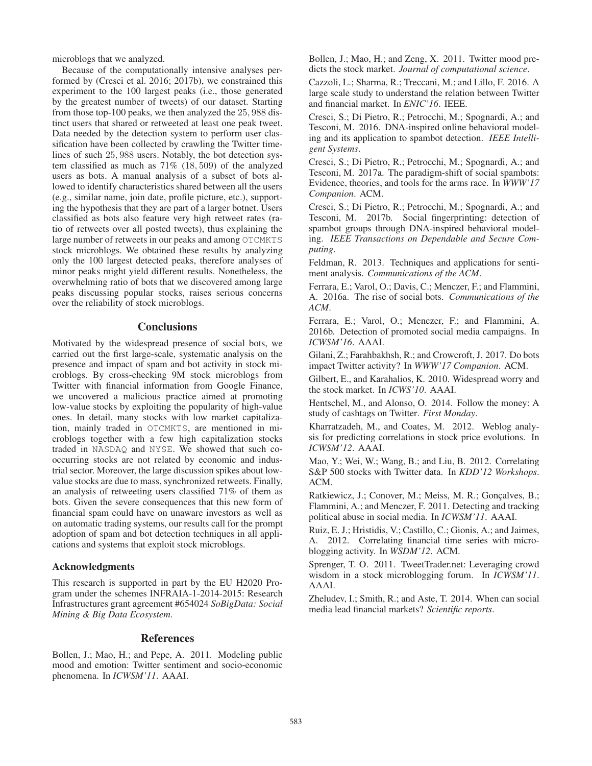microblogs that we analyzed.

Because of the computationally intensive analyses performed by (Cresci et al. 2016; 2017b), we constrained this experiment to the 100 largest peaks (i.e., those generated by the greatest number of tweets) of our dataset. Starting from those top-100 peaks, we then analyzed the 25,988 distinct users that shared or retweeted at least one peak tweet. Data needed by the detection system to perform user classification have been collected by crawling the Twitter timelines of such 25,988 users. Notably, the bot detection system classified as much as 71% (18,509) of the analyzed users as bots. A manual analysis of a subset of bots allowed to identify characteristics shared between all the users (e.g., similar name, join date, profile picture, etc.), supporting the hypothesis that they are part of a larger botnet. Users classified as bots also feature very high retweet rates (ratio of retweets over all posted tweets), thus explaining the large number of retweets in our peaks and among `OTCMKTS` stock microblogs. We obtained these results by analyzing only the 100 largest detected peaks, therefore analyses of minor peaks might yield different results. Nonetheless, the overwhelming ratio of bots that we discovered among large peaks discussing popular stocks, raises serious concerns over the reliability of stock microblogs.

## Conclusions

Motivated by the widespread presence of social bots, we carried out the first large-scale, systematic analysis on the presence and impact of spam and bot activity in stock microblogs. By cross-checking 9M stock microblogs from Twitter with financial information from Google Finance, we uncovered a malicious practice aimed at promoting low-value stocks by exploiting the popularity of high-value ones. In detail, many stocks with low market capitalization, mainly traded in `OTCMKTS`, are mentioned in microblogs together with a few high capitalization stocks traded in `NASDAQ` and `NYSE`. We showed that such co-occurring stocks are not related by economic and industrial sector. Moreover, the large discussion spikes about low-value stocks are due to mass, synchronized retweets. Finally, an analysis of retweeting users classified 71% of them as bots. Given the severe consequences that this new form of financial spam could have on unaware investors as well as on automatic trading systems, our results call for the prompt adoption of spam and bot detection techniques in all applications and systems that exploit stock microblogs.

### Acknowledgments

This research is supported in part by the EU H2020 Program under the schemes INFRAIA-1-2014-2015: Research Infrastructures grant agreement #654024 *SoBigData: Social Mining & Big Data Ecosystem*.

## References

Bollen, J.; Mao, H.; and Pepe, A. 2011. Modeling public mood and emotion: Twitter sentiment and socio-economic phenomena. In *ICWSM'11*. AAAI.

Bollen, J.; Mao, H.; and Zeng, X. 2011. Twitter mood predicts the stock market. *Journal of computational science*.

Cazzoli, L.; Sharma, R.; Treccani, M.; and Lillo, F. 2016. A large scale study to understand the relation between Twitter and financial market. In *ENIC'16*. IEEE.

Cresci, S.; Di Pietro, R.; Petrocchi, M.; Spognardi, A.; and Tesconi, M. 2016. DNA-inspired online behavioral modeling and its application to spambot detection. *IEEE Intelligent Systems*.

Cresci, S.; Di Pietro, R.; Petrocchi, M.; Spognardi, A.; and Tesconi, M. 2017a. The paradigm-shift of social spambots: Evidence, theories, and tools for the arms race. In *WWW'17 Companion*. ACM.

Cresci, S.; Di Pietro, R.; Petrocchi, M.; Spognardi, A.; and Tesconi, M. 2017b. Social fingerprinting: detection of spambot groups through DNA-inspired behavioral modeling. *IEEE Transactions on Dependable and Secure Computing*.

Feldman, R. 2013. Techniques and applications for sentiment analysis. *Communications of the ACM*.

Ferrara, E.; Varol, O.; Davis, C.; Menczer, F.; and Flammini, A. 2016a. The rise of social bots. *Communications of the ACM*.

Ferrara, E.; Varol, O.; Menczer, F.; and Flammini, A. 2016b. Detection of promoted social media campaigns. In *ICWSM'16*. AAAI.

Gilani, Z.; Farahbakhsh, R.; and Crowcroft, J. 2017. Do bots impact Twitter activity? In *WWW'17 Companion*. ACM.

Gilbert, E., and Karahalios, K. 2010. Widespread worry and the stock market. In *ICWS'10*. AAAI.

Hentschel, M., and Alonso, O. 2014. Follow the money: A study of cashtags on Twitter. *First Monday*.

Kharratzadeh, M., and Coates, M. 2012. Weblog analysis for predicting correlations in stock price evolutions. In *ICWSM'12*. AAAI.

Mao, Y.; Wei, W.; Wang, B.; and Liu, B. 2012. Correlating S&P 500 stocks with Twitter data. In *KDD'12 Workshops*. ACM.

Ratkiewicz, J.; Conover, M.; Meiss, M. R.; Gonçalves, B.; Flammini, A.; and Menczer, F. 2011. Detecting and tracking political abuse in social media. In *ICWSM'11*. AAAI.

Ruiz, E. J.; Hristidis, V.; Castillo, C.; Gionis, A.; and Jaimes, A. 2012. Correlating financial time series with microblogging activity. In *WSDM'12*. ACM.

Sprenger, T. O. 2011. TweetTrader.net: Leveraging crowd wisdom in a stock microblogging forum. In *ICWSM'11*. AAAI.

Zheludev, I.; Smith, R.; and Aste, T. 2014. When can social media lead financial markets? *Scientific reports*.